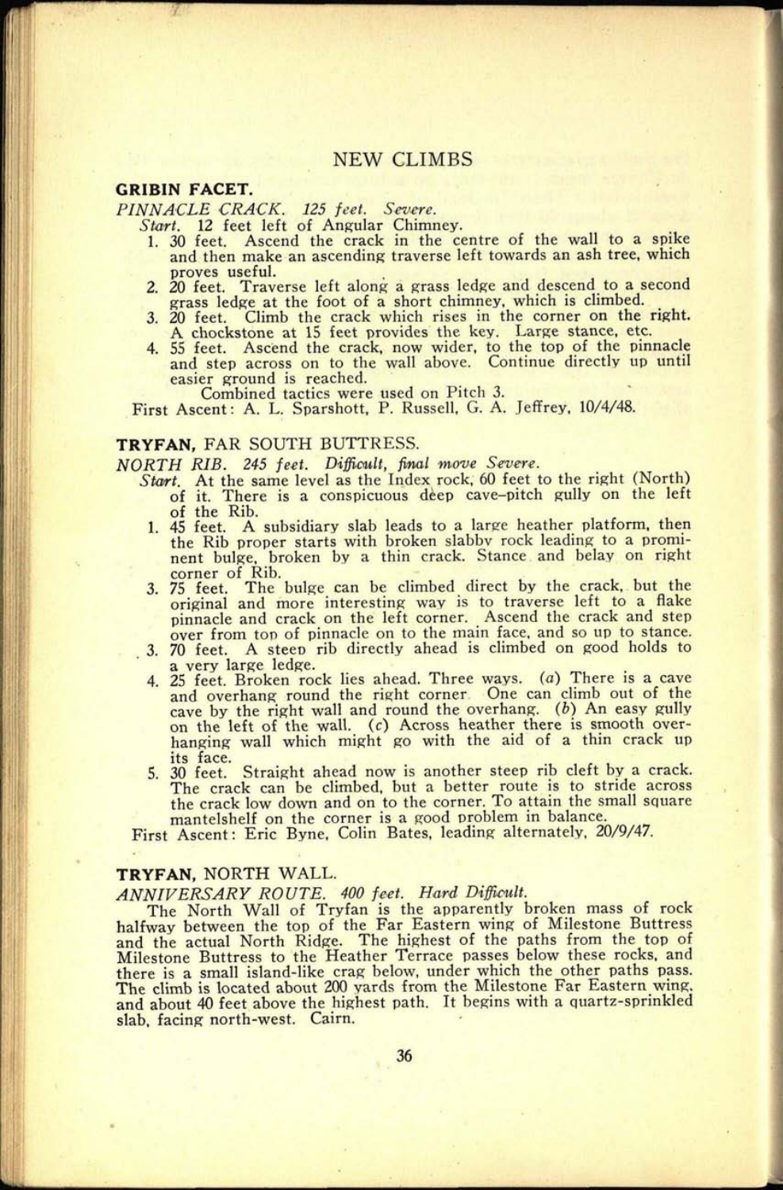# NEW CLIMBS

## GRIBIN FACET.

*PINNACLE CRACK. 125 feet. Severe.*

*Start.* 12 feet left of Angular Chimney.

1. 30 feet. Ascend the crack in the centre of the wall to a spike and then make an ascending traverse left towards an ash tree, which proves useful.
2. 20 feet. Traverse left along a grass ledge and descend to a second grass ledge at the foot of a short chimney, which is climbed.
3. 20 feet. Climb the crack which rises in the corner on the right. A chockstone at 15 feet provides the key. Large stance, etc.
4. 55 feet. Ascend the crack, now wider, to the top of the pinnacle and step across on to the wall above. Continue directly up until easier ground is reached.

   Combined tactics were used on Pitch 3.

First Ascent: A. L. Sparshott, P. Russell, G. A. Jeffrey, 10/4/48.

## TRYFAN, FAR SOUTH BUTTRESS.

*NORTH RIB. 245 feet. Difficult, final move Severe.*

*Start.* At the same level as the Index rock, 60 feet to the right (North) of it. There is a conspicuous deep cave-pitch gully on the left of the Rib.

1. 45 feet. A subsidiary slab leads to a large heather platform, then the Rib proper starts with broken slabby rock leading to a prominent bulge, broken by a thin crack. Stance and belay on right corner of Rib.
3. 75 feet. The bulge can be climbed direct by the crack, but the original and more interesting way is to traverse left to a flake pinnacle and crack on the left corner. Ascend the crack and step over from top of pinnacle on to the main face, and so up to stance.
3. 70 feet. A steep rib directly ahead is climbed on good holds to a very large ledge.
4. 25 feet. Broken rock lies ahead. Three ways. (*a*) There is a cave and overhang round the right corner. One can climb out of the cave by the right wall and round the overhang. (*b*) An easy gully on the left of the wall. (*c*) Across heather there is smooth overhanging wall which might go with the aid of a thin crack up its face.
5. 30 feet. Straight ahead now is another steep rib cleft by a crack. The crack can be climbed, but a better route is to stride across the crack low down and on to the corner. To attain the small square mantelshelf on the corner is a good problem in balance.

First Ascent: Eric Byne, Colin Bates, leading alternately, 20/9/47.

## TRYFAN, NORTH WALL.

*ANNIVERSARY ROUTE. 400 feet. Hard Difficult.*

The North Wall of Tryfan is the apparently broken mass of rock halfway between the top of the Far Eastern wing of Milestone Buttress and the actual North Ridge. The highest of the paths from the top of Milestone Buttress to the Heather Terrace passes below these rocks, and there is a small island-like crag below, under which the other paths pass. The climb is located about 200 yards from the Milestone Far Eastern wing, and about 40 feet above the highest path. It begins with a quartz-sprinkled slab, facing north-west. Cairn.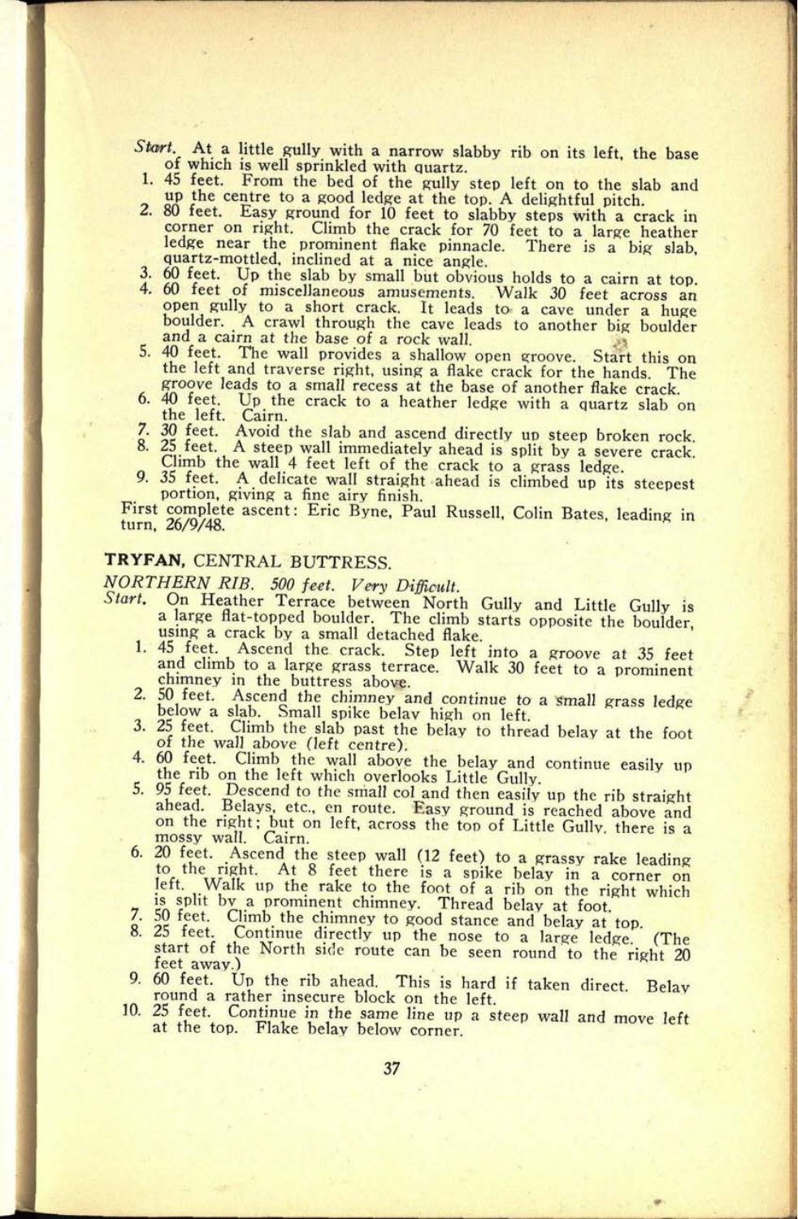*Start.* At a little gully with a narrow slabby rib on its left, the base of which is well sprinkled with quartz.

1. 45 feet. From the bed of the gully step left on to the slab and up the centre to a good ledge at the top. A delightful pitch.
2. 80 feet. Easy ground for 10 feet to slabby steps with a crack in corner on right. Climb the crack for 70 feet to a large heather ledge near the prominent flake pinnacle. There is a big slab, quartz-mottled, inclined at a nice angle.
3. 60 feet. Up the slab by small but obvious holds to a cairn at top.
4. 60 feet of miscellaneous amusements. Walk 30 feet across an open gully to a short crack. It leads to a cave under a huge boulder. A crawl through the cave leads to another big boulder and a cairn at the base of a rock wall.
5. 40 feet. The wall provides a shallow open groove. Start this on the left and traverse right, using a flake crack for the hands. The groove leads to a small recess at the base of another flake crack.
6. 40 feet. Up the crack to a heather ledge with a quartz slab on the left. Cairn.
7. 30 feet. Avoid the slab and ascend directly up steep broken rock.
8. 25 feet. A steep wall immediately ahead is split by a severe crack. Climb the wall 4 feet left of the crack to a grass ledge.
9. 35 feet. A delicate wall straight ahead is climbed up its steepest portion, giving a fine airy finish.

First complete ascent: Eric Byne, Paul Russell, Colin Bates, leading in turn, 26/9/48.

## TRYFAN, CENTRAL BUTTRESS.

*NORTHERN RIB. 500 feet. Very Difficult.*

*Start.* On Heather Terrace between North Gully and Little Gully is a large flat-topped boulder. The climb starts opposite the boulder, using a crack by a small detached flake.

1. 45 feet. Ascend the crack. Step left into a groove at 35 feet and climb to a large grass terrace. Walk 30 feet to a prominent chimney in the buttress above.
2. 50 feet. Ascend the chimney and continue to a small grass ledge below a slab. Small spike belay high on left.
3. 25 feet. Climb the slab past the belay to thread belay at the foot of the wall above (left centre).
4. 60 feet. Climb the wall above the belay and continue easily up the rib on the left which overlooks Little Gully.
5. 95 feet. Descend to the small col and then easily up the rib straight ahead. Belays, etc., en route. Easy ground is reached above and on the right; but on left, across the top of Little Gully, there is a mossy wall. Cairn.
6. 20 feet. Ascend the steep wall (12 feet) to a grassy rake leading to the right. At 8 feet there is a spike belay in a corner on left. Walk up the rake to the foot of a rib on the right which is split by a prominent chimney. Thread belay at foot.
7. 50 feet. Climb the chimney to good stance and belay at top.
8. 25 feet. Continue directly up the nose to a large ledge. (The start of the North side route can be seen round to the right 20 feet away.)
9. 60 feet. Up the rib ahead. This is hard if taken direct. Belay round a rather insecure block on the left.
10. 25 feet. Continue in the same line up a steep wall and move left at the top. Flake belay below corner.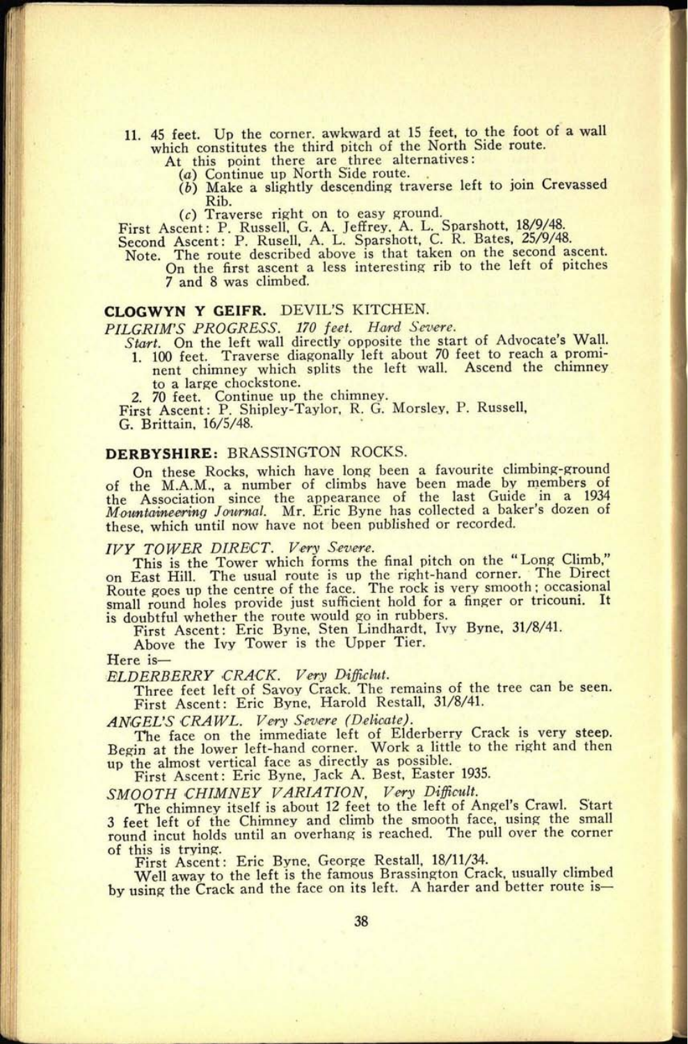11. 45 feet. Up the corner, awkward at 15 feet, to the foot of a wall which constitutes the third pitch of the North Side route.

    At this point there are three alternatives:

    (a) Continue up North Side route.

    (b) Make a slightly descending traverse left to join Crevassed Rib.

    (c) Traverse right on to easy ground.

First Ascent: P. Russell, G. A. Jeffrey, A. L. Sparshott, 18/9/48.
Second Ascent: P. Rusell, A. L. Sparshott, C. R. Bates, 25/9/48.

Note. The route described above is that taken on the second ascent. On the first ascent a less interesting rib to the left of pitches 7 and 8 was climbed.

## CLOGWYN Y GEIFR. DEVIL'S KITCHEN.

*PILGRIM'S PROGRESS. 170 feet. Hard Severe.*

*Start.* On the left wall directly opposite the start of Advocate's Wall.

1. 100 feet. Traverse diagonally left about 70 feet to reach a prominent chimney which splits the left wall. Ascend the chimney to a large chockstone.
2. 70 feet. Continue up the chimney.

First Ascent: P. Shipley-Taylor, R. G. Morsley, P. Russell, G. Brittain, 16/5/48.

## DERBYSHIRE: BRASSINGTON ROCKS.

On these Rocks, which have long been a favourite climbing-ground of the M.A.M., a number of climbs have been made by members of the Association since the appearance of the last Guide in a 1934 *Mountaineering Journal*. Mr. Eric Byne has collected a baker's dozen of these, which until now have not been published or recorded.

*IVY TOWER DIRECT. Very Severe.*

This is the Tower which forms the final pitch on the "Long Climb," on East Hill. The usual route is up the right-hand corner. The Direct Route goes up the centre of the face. The rock is very smooth; occasional small round holes provide just sufficient hold for a finger or tricouni. It is doubtful whether the route would go in rubbers.

First Ascent: Eric Byne, Sten Lindhardt, Ivy Byne, 31/8/41.

Above the Ivy Tower is the Upper Tier.

Here is—

*ELDERBERRY CRACK. Very Difficlut.*

Three feet left of Savoy Crack. The remains of the tree can be seen.

First Ascent: Eric Byne, Harold Restall, 31/8/41.

*ANGEL'S CRAWL. Very Severe (Delicate).*

The face on the immediate left of Elderberry Crack is very steep. Begin at the lower left-hand corner. Work a little to the right and then up the almost vertical face as directly as possible.

First Ascent: Eric Byne, Jack A. Best, Easter 1935.

*SMOOTH CHIMNEY VARIATION, Very Difficult.*

The chimney itself is about 12 feet to the left of Angel's Crawl. Start 3 feet left of the Chimney and climb the smooth face, using the small round incut holds until an overhang is reached. The pull over the corner of this is trying.

First Ascent: Eric Byne, George Restall, 18/11/34.

Well away to the left is the famous Brassington Crack, usually climbed by using the Crack and the face on its left. A harder and better route is—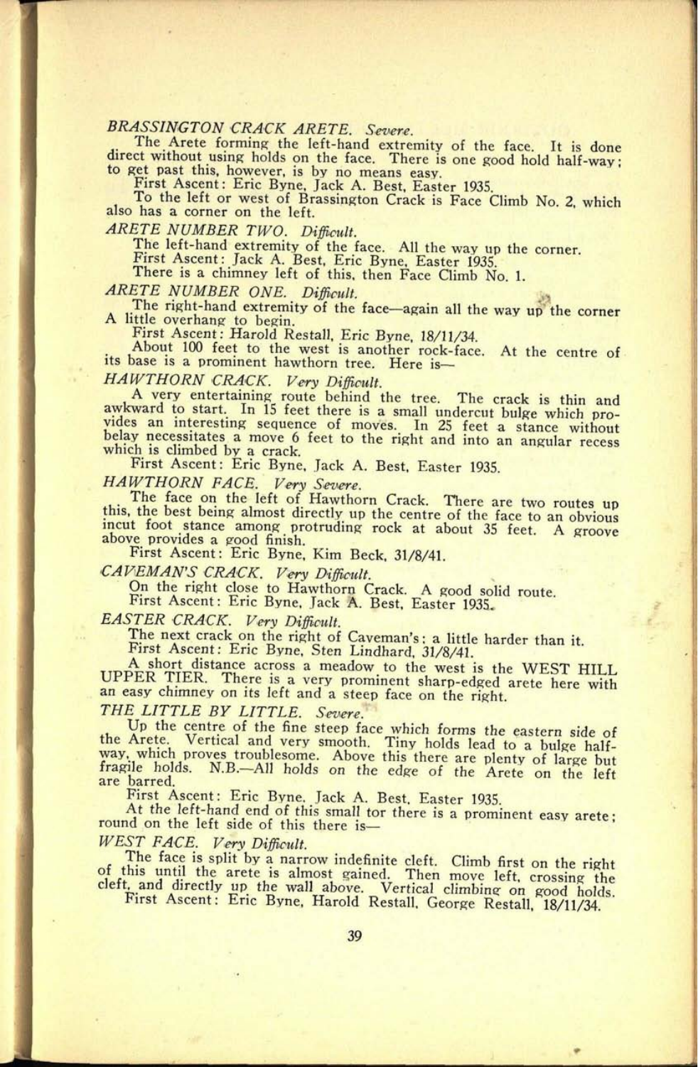*BRASSINGTON CRACK ARETE. Severe.*

The Arete forming the left-hand extremity of the face. It is done direct without using holds on the face. There is one good hold half-way; to get past this, however, is by no means easy.

First Ascent: Eric Byne, Jack A. Best, Easter 1935.

To the left or west of Brassington Crack is Face Climb No. 2, which also has a corner on the left.

*ARETE NUMBER TWO. Difficult.*

The left-hand extremity of the face. All the way up the corner.

First Ascent: Jack A. Best, Eric Byne, Easter 1935.

There is a chimney left of this, then Face Climb No. 1.

*ARETE NUMBER ONE. Difficult.*

The right-hand extremity of the face—again all the way up the corner A little overhang to begin.

First Ascent: Harold Restall, Eric Byne, 18/11/34.

About 100 feet to the west is another rock-face. At the centre of its base is a prominent hawthorn tree. Here is—

*HAWTHORN CRACK. Very Difficult.*

A very entertaining route behind the tree. The crack is thin and awkward to start. In 15 feet there is a small undercut bulge which provides an interesting sequence of moves. In 25 feet a stance without belay necessitates a move 6 feet to the right and into an angular recess which is climbed by a crack.

First Ascent: Eric Byne, Jack A. Best, Easter 1935.

*HAWTHORN FACE. Very Severe.*

The face on the left of Hawthorn Crack. There are two routes up this, the best being almost directly up the centre of the face to an obvious incut foot stance among protruding rock at about 35 feet. A groove above provides a good finish.

First Ascent: Eric Byne, Kim Beck, 31/8/41.

*CAVEMAN'S CRACK. Very Difficult.*

On the right close to Hawthorn Crack. A good solid route.

First Ascent: Eric Byne, Jack A. Best, Easter 1935.

*EASTER CRACK. Very Difficult.*

The next crack on the right of Caveman's; a little harder than it.

First Ascent: Eric Byne, Sten Lindhard, 31/8/41.

A short distance across a meadow to the west is the WEST HILL UPPER TIER. There is a very prominent sharp-edged arete here with an easy chimney on its left and a steep face on the right.

*THE LITTLE BY LITTLE. Severe.*

Up the centre of the fine steep face which forms the eastern side of the Arete. Vertical and very smooth. Tiny holds lead to a bulge half-way, which proves troublesome. Above this there are plenty of large but fragile holds. N.B.—All holds on the edge of the Arete on the left are barred.

First Ascent: Eric Byne, Jack A. Best, Easter 1935.

At the left-hand end of this small tor there is a prominent easy arete; round on the left side of this there is—

*WEST FACE. Very Difficult.*

The face is split by a narrow indefinite cleft. Climb first on the right of this until the arete is almost gained. Then move left, crossing the cleft, and directly up the wall above. Vertical climbing on good holds.

First Ascent: Eric Byne, Harold Restall, George Restall, 18/11/34.